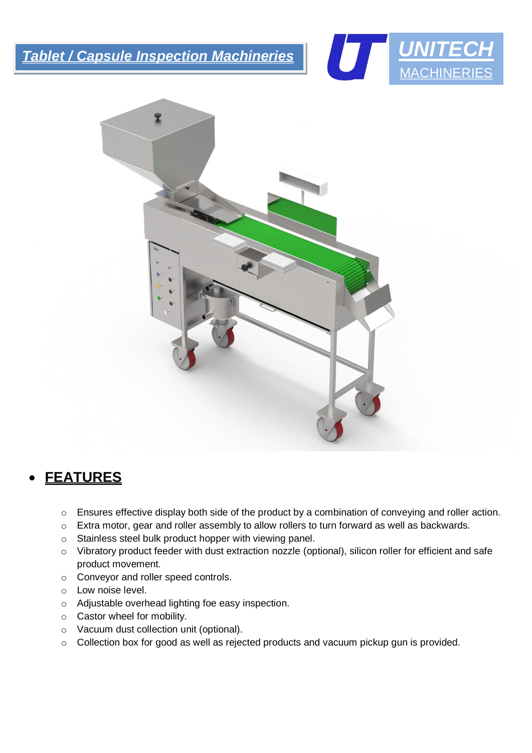# *Tablet / Capsule Inspection Machineries*

**UNITECH**
MACHINERIES

- ## FEATURES

  - Ensures effective display both side of the product by a combination of conveying and roller action.
  - Extra motor, gear and roller assembly to allow rollers to turn forward as well as backwards.
  - Stainless steel bulk product hopper with viewing panel.
  - Vibratory product feeder with dust extraction nozzle (optional), silicon roller for efficient and safe product movement.
  - Conveyor and roller speed controls.
  - Low noise level.
  - Adjustable overhead lighting foe easy inspection.
  - Castor wheel for mobility.
  - Vacuum dust collection unit (optional).
  - Collection box for good as well as rejected products and vacuum pickup gun is provided.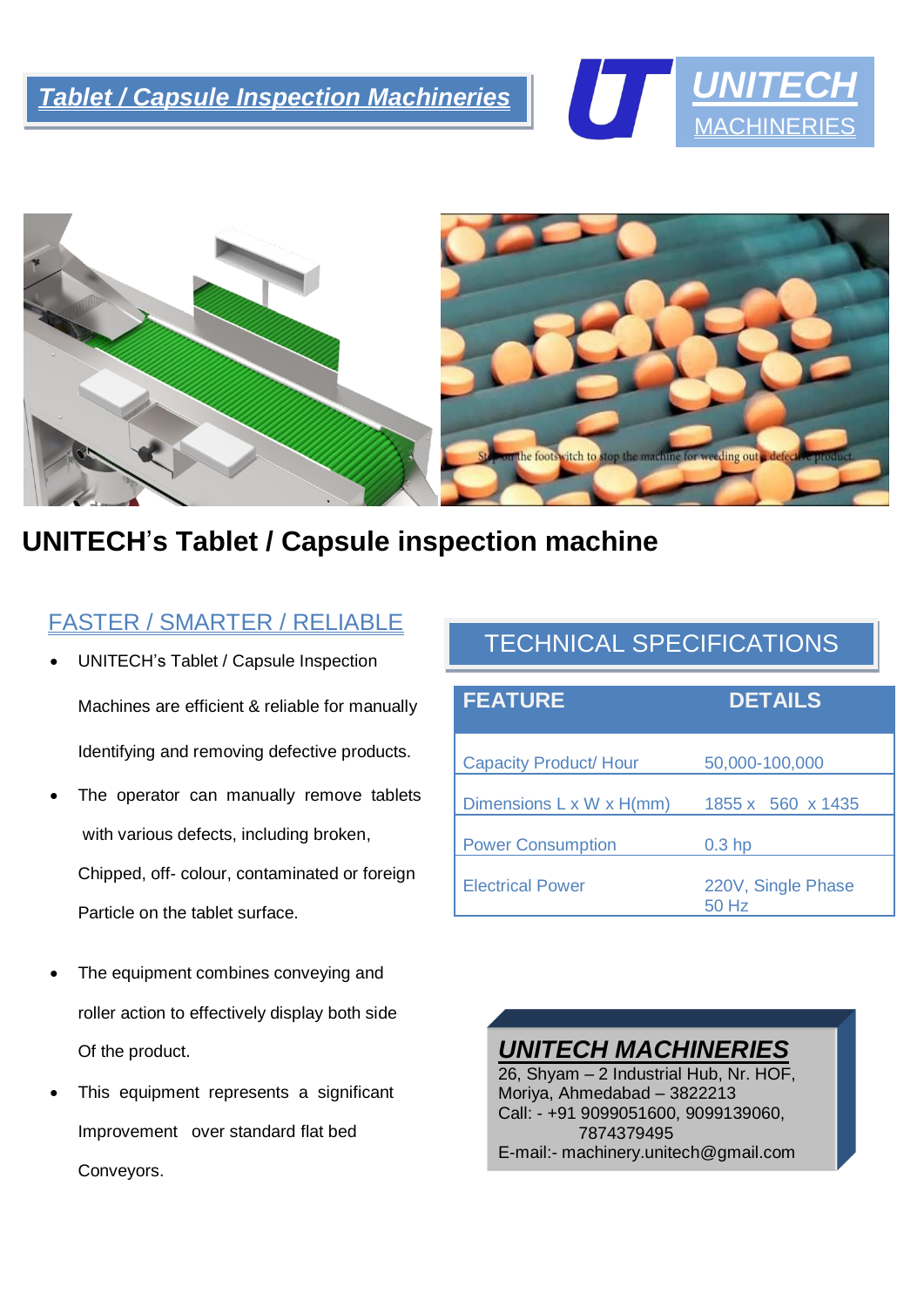# Tablet / Capsule Inspection Machineries

**UNITECH**
MACHINERIES

## UNITECH's Tablet / Capsule inspection machine

### FASTER / SMARTER / RELIABLE

- UNITECH's Tablet / Capsule Inspection Machines are efficient & reliable for manually Identifying and removing defective products.
- The operator can manually remove tablets with various defects, including broken, Chipped, off- colour, contaminated or foreign Particle on the tablet surface.
- The equipment combines conveying and roller action to effectively display both side Of the product.
- This equipment represents a significant Improvement over standard flat bed Conveyors.

### TECHNICAL SPECIFICATIONS

| FEATURE | DETAILS |
|---|---|
| Capacity Product/ Hour | 50,000-100,000 |
| Dimensions L x W x H(mm) | 1855 x 560 x 1435 |
| Power Consumption | 0.3 hp |
| Electrical Power | 220V, Single Phase 50 Hz |

**UNITECH MACHINERIES**
26, Shyam – 2 Industrial Hub, Nr. HOF,
Moriya, Ahmedabad – 3822213
Call: - +91 9099051600, 9099139060, 7874379495
E-mail:- machinery.unitech@gmail.com